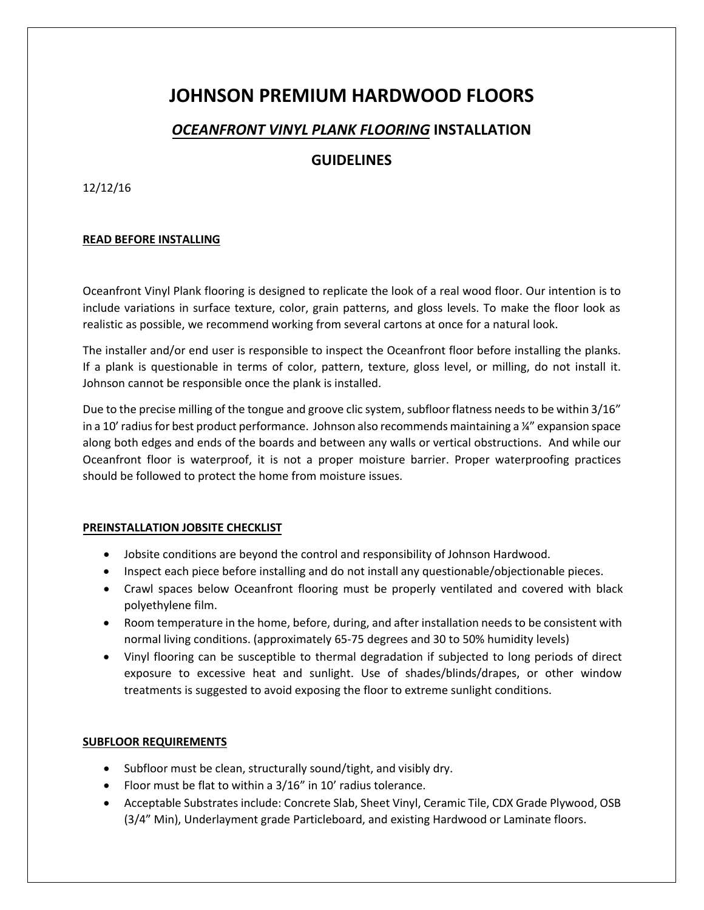# JOHNSON PREMIUM HARDWOOD FLOORS

## ***OCEANFRONT VINYL PLANK FLOORING*** INSTALLATION GUIDELINES

12/12/16

**READ BEFORE INSTALLING**

Oceanfront Vinyl Plank flooring is designed to replicate the look of a real wood floor. Our intention is to include variations in surface texture, color, grain patterns, and gloss levels. To make the floor look as realistic as possible, we recommend working from several cartons at once for a natural look.

The installer and/or end user is responsible to inspect the Oceanfront floor before installing the planks. If a plank is questionable in terms of color, pattern, texture, gloss level, or milling, do not install it. Johnson cannot be responsible once the plank is installed.

Due to the precise milling of the tongue and groove clic system, subfloor flatness needs to be within 3/16" in a 10' radius for best product performance. Johnson also recommends maintaining a ¼" expansion space along both edges and ends of the boards and between any walls or vertical obstructions. And while our Oceanfront floor is waterproof, it is not a proper moisture barrier. Proper waterproofing practices should be followed to protect the home from moisture issues.

**PREINSTALLATION JOBSITE CHECKLIST**

- Jobsite conditions are beyond the control and responsibility of Johnson Hardwood.
- Inspect each piece before installing and do not install any questionable/objectionable pieces.
- Crawl spaces below Oceanfront flooring must be properly ventilated and covered with black polyethylene film.
- Room temperature in the home, before, during, and after installation needs to be consistent with normal living conditions. (approximately 65-75 degrees and 30 to 50% humidity levels)
- Vinyl flooring can be susceptible to thermal degradation if subjected to long periods of direct exposure to excessive heat and sunlight. Use of shades/blinds/drapes, or other window treatments is suggested to avoid exposing the floor to extreme sunlight conditions.

**SUBFLOOR REQUIREMENTS**

- Subfloor must be clean, structurally sound/tight, and visibly dry.
- Floor must be flat to within a 3/16" in 10' radius tolerance.
- Acceptable Substrates include: Concrete Slab, Sheet Vinyl, Ceramic Tile, CDX Grade Plywood, OSB (3/4" Min), Underlayment grade Particleboard, and existing Hardwood or Laminate floors.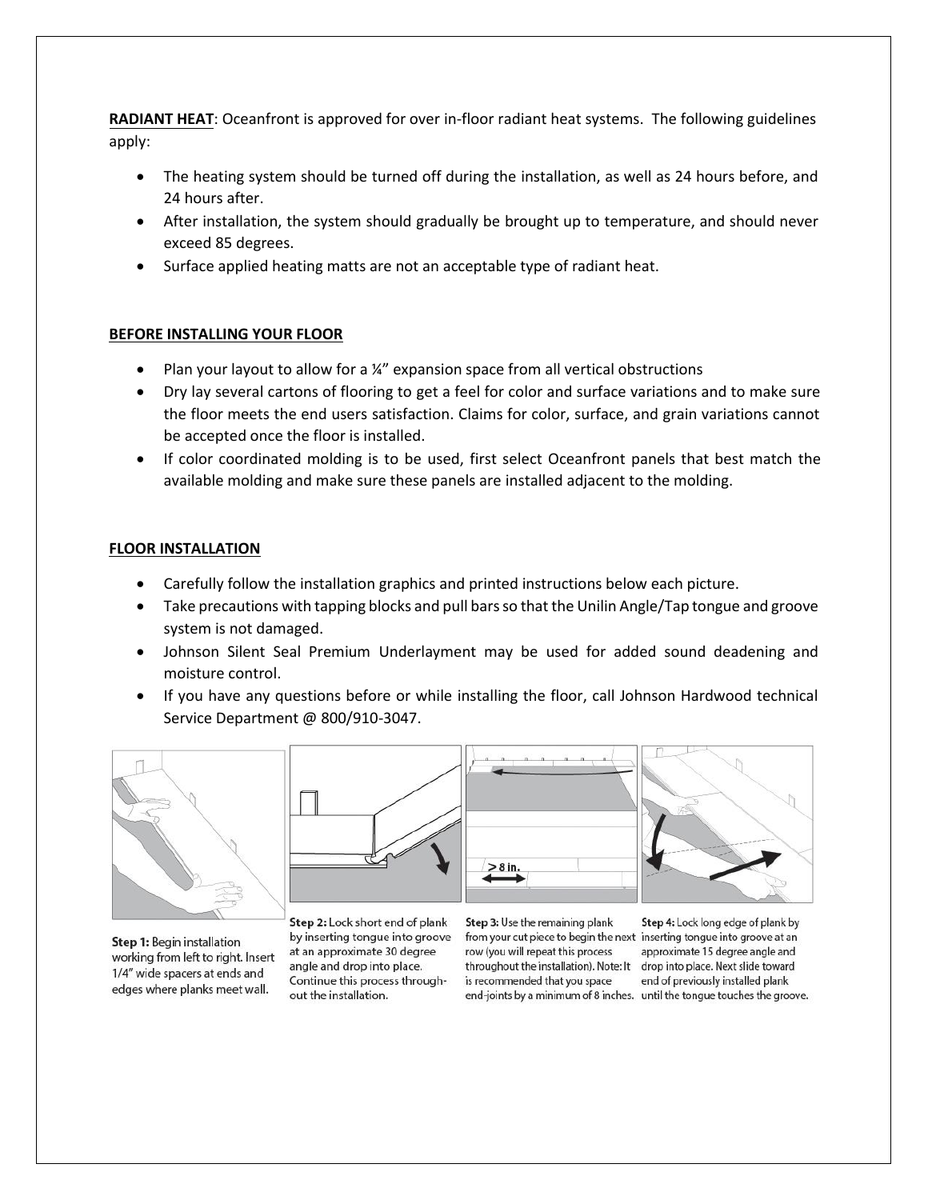**RADIANT HEAT**: Oceanfront is approved for over in-floor radiant heat systems. The following guidelines apply:

- The heating system should be turned off during the installation, as well as 24 hours before, and 24 hours after.
- After installation, the system should gradually be brought up to temperature, and should never exceed 85 degrees.
- Surface applied heating matts are not an acceptable type of radiant heat.

**BEFORE INSTALLING YOUR FLOOR**

- Plan your layout to allow for a ¼" expansion space from all vertical obstructions
- Dry lay several cartons of flooring to get a feel for color and surface variations and to make sure the floor meets the end users satisfaction. Claims for color, surface, and grain variations cannot be accepted once the floor is installed.
- If color coordinated molding is to be used, first select Oceanfront panels that best match the available molding and make sure these panels are installed adjacent to the molding.

**FLOOR INSTALLATION**

- Carefully follow the installation graphics and printed instructions below each picture.
- Take precautions with tapping blocks and pull bars so that the Unilin Angle/Tap tongue and groove system is not damaged.
- Johnson Silent Seal Premium Underlayment may be used for added sound deadening and moisture control.
- If you have any questions before or while installing the floor, call Johnson Hardwood technical Service Department @ 800/910-3047.

> 8 in.

**Step 1:** Begin installation working from left to right. Insert 1/4" wide spacers at ends and edges where planks meet wall.

**Step 2:** Lock short end of plank by inserting tongue into groove at an approximate 30 degree angle and drop into place. Continue this process throughout the installation.

**Step 3:** Use the remaining plank from your cut piece to begin the next row (you will repeat this process throughout the installation). Note: It is recommended that you space end-joints by a minimum of 8 inches.

**Step 4:** Lock long edge of plank by inserting tongue into groove at an approximate 15 degree angle and drop into place. Next slide toward end of previously installed plank until the tongue touches the groove.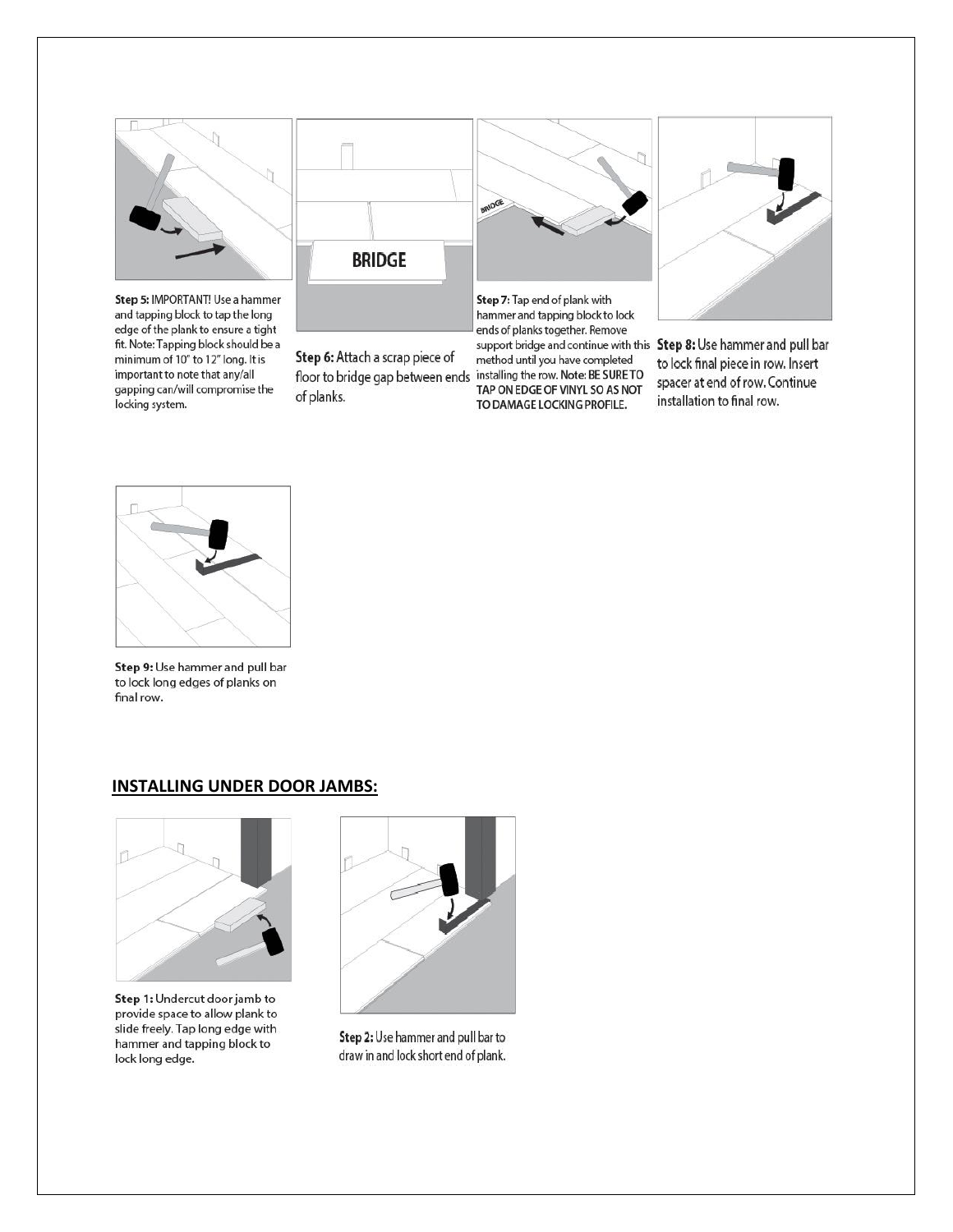**Step 5:** IMPORTANT! Use a hammer and tapping block to tap the long edge of the plank to ensure a tight fit. Note: Tapping block should be a minimum of 10" to 12" long. It is important to note that any/all gapping can/will compromise the locking system.

**Step 6:** Attach a scrap piece of floor to bridge gap between ends of planks.

**Step 7:** Tap end of plank with hammer and tapping block to lock ends of planks together. Remove support bridge and continue with this method until you have completed installing the row. Note: **BE SURE TO TAP ON EDGE OF VINYL SO AS NOT TO DAMAGE LOCKING PROFILE.**

**Step 8:** Use hammer and pull bar to lock final piece in row. Insert spacer at end of row. Continue installation to final row.

**Step 9:** Use hammer and pull bar to lock long edges of planks on final row.

## INSTALLING UNDER DOOR JAMBS:

**Step 1:** Undercut door jamb to provide space to allow plank to slide freely. Tap long edge with hammer and tapping block to lock long edge.

**Step 2:** Use hammer and pull bar to draw in and lock short end of plank.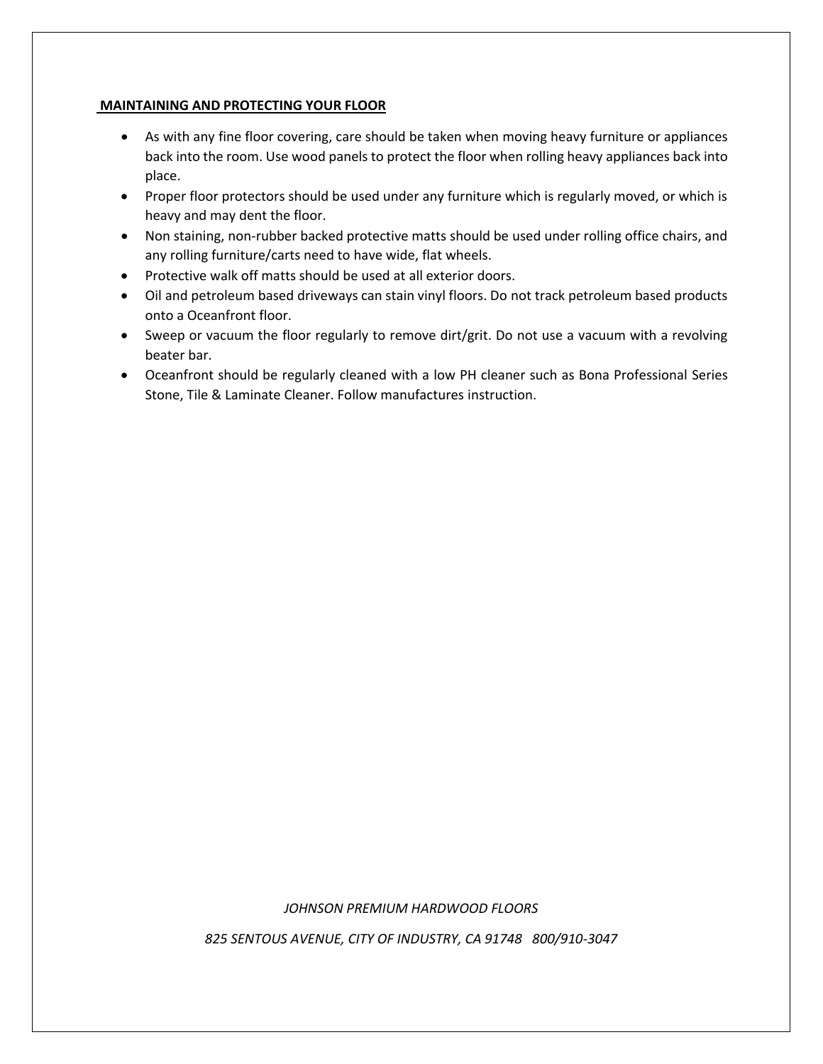## MAINTAINING AND PROTECTING YOUR FLOOR

- As with any fine floor covering, care should be taken when moving heavy furniture or appliances back into the room. Use wood panels to protect the floor when rolling heavy appliances back into place.
- Proper floor protectors should be used under any furniture which is regularly moved, or which is heavy and may dent the floor.
- Non staining, non-rubber backed protective matts should be used under rolling office chairs, and any rolling furniture/carts need to have wide, flat wheels.
- Protective walk off matts should be used at all exterior doors.
- Oil and petroleum based driveways can stain vinyl floors. Do not track petroleum based products onto a Oceanfront floor.
- Sweep or vacuum the floor regularly to remove dirt/grit. Do not use a vacuum with a revolving beater bar.
- Oceanfront should be regularly cleaned with a low PH cleaner such as Bona Professional Series Stone, Tile & Laminate Cleaner. Follow manufactures instruction.

*JOHNSON PREMIUM HARDWOOD FLOORS*

*825 SENTOUS AVENUE, CITY OF INDUSTRY, CA 91748   800/910-3047*